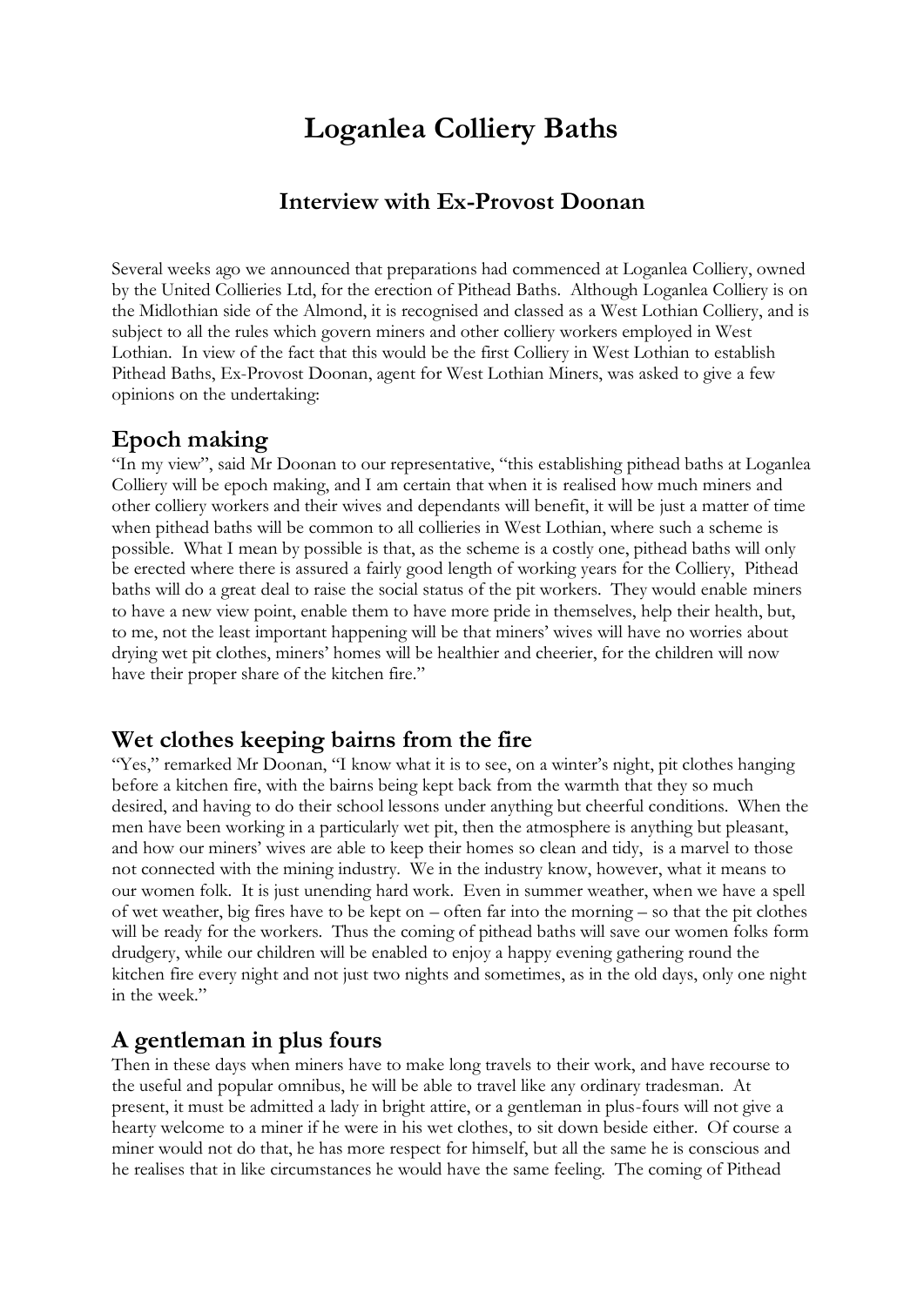# Loganlea Colliery Baths

## Interview with Ex-Provost Doonan

Several weeks ago we announced that preparations had commenced at Loganlea Colliery, owned by the United Collieries Ltd, for the erection of Pithead Baths. Although Loganlea Colliery is on the Midlothian side of the Almond, it is recognised and classed as a West Lothian Colliery, and is subject to all the rules which govern miners and other colliery workers employed in West Lothian. In view of the fact that this would be the first Colliery in West Lothian to establish Pithead Baths, Ex-Provost Doonan, agent for West Lothian Miners, was asked to give a few opinions on the undertaking:

## Epoch making

"In my view", said Mr Doonan to our representative, "this establishing pithead baths at Loganlea Colliery will be epoch making, and I am certain that when it is realised how much miners and other colliery workers and their wives and dependants will benefit, it will be just a matter of time when pithead baths will be common to all collieries in West Lothian, where such a scheme is possible. What I mean by possible is that, as the scheme is a costly one, pithead baths will only be erected where there is assured a fairly good length of working years for the Colliery, Pithead baths will do a great deal to raise the social status of the pit workers. They would enable miners to have a new view point, enable them to have more pride in themselves, help their health, but, to me, not the least important happening will be that miners' wives will have no worries about drying wet pit clothes, miners' homes will be healthier and cheerier, for the children will now have their proper share of the kitchen fire."

## Wet clothes keeping bairns from the fire

"Yes," remarked Mr Doonan, "I know what it is to see, on a winter's night, pit clothes hanging before a kitchen fire, with the bairns being kept back from the warmth that they so much desired, and having to do their school lessons under anything but cheerful conditions. When the men have been working in a particularly wet pit, then the atmosphere is anything but pleasant, and how our miners' wives are able to keep their homes so clean and tidy, is a marvel to those not connected with the mining industry. We in the industry know, however, what it means to our women folk. It is just unending hard work. Even in summer weather, when we have a spell of wet weather, big fires have to be kept on – often far into the morning – so that the pit clothes will be ready for the workers. Thus the coming of pithead baths will save our women folks form drudgery, while our children will be enabled to enjoy a happy evening gathering round the kitchen fire every night and not just two nights and sometimes, as in the old days, only one night in the week."

## A gentleman in plus fours

Then in these days when miners have to make long travels to their work, and have recourse to the useful and popular omnibus, he will be able to travel like any ordinary tradesman. At present, it must be admitted a lady in bright attire, or a gentleman in plus-fours will not give a hearty welcome to a miner if he were in his wet clothes, to sit down beside either. Of course a miner would not do that, he has more respect for himself, but all the same he is conscious and he realises that in like circumstances he would have the same feeling. The coming of Pithead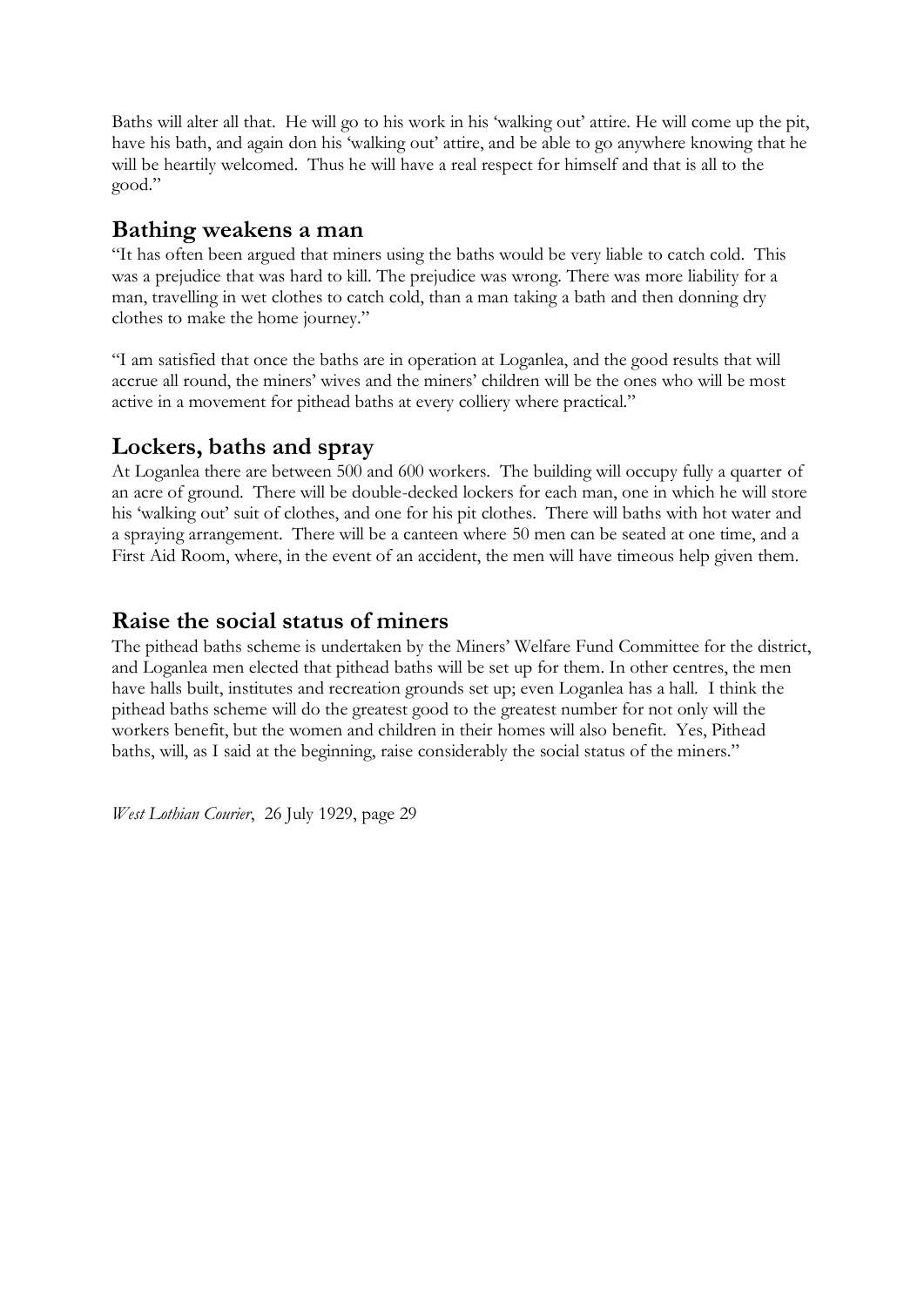Baths will alter all that. He will go to his work in his 'walking out' attire. He will come up the pit, have his bath, and again don his 'walking out' attire, and be able to go anywhere knowing that he will be heartily welcomed. Thus he will have a real respect for himself and that is all to the good."

## Bathing weakens a man

"It has often been argued that miners using the baths would be very liable to catch cold. This was a prejudice that was hard to kill. The prejudice was wrong. There was more liability for a man, travelling in wet clothes to catch cold, than a man taking a bath and then donning dry clothes to make the home journey."

"I am satisfied that once the baths are in operation at Loganlea, and the good results that will accrue all round, the miners' wives and the miners' children will be the ones who will be most active in a movement for pithead baths at every colliery where practical."

## Lockers, baths and spray

At Loganlea there are between 500 and 600 workers. The building will occupy fully a quarter of an acre of ground. There will be double-decked lockers for each man, one in which he will store his 'walking out' suit of clothes, and one for his pit clothes. There will baths with hot water and a spraying arrangement. There will be a canteen where 50 men can be seated at one time, and a First Aid Room, where, in the event of an accident, the men will have timeous help given them.

## Raise the social status of miners

The pithead baths scheme is undertaken by the Miners' Welfare Fund Committee for the district, and Loganlea men elected that pithead baths will be set up for them. In other centres, the men have halls built, institutes and recreation grounds set up; even Loganlea has a hall. I think the pithead baths scheme will do the greatest good to the greatest number for not only will the workers benefit, but the women and children in their homes will also benefit. Yes, Pithead baths, will, as I said at the beginning, raise considerably the social status of the miners."

*West Lothian Courier*, 26 July 1929, page 29